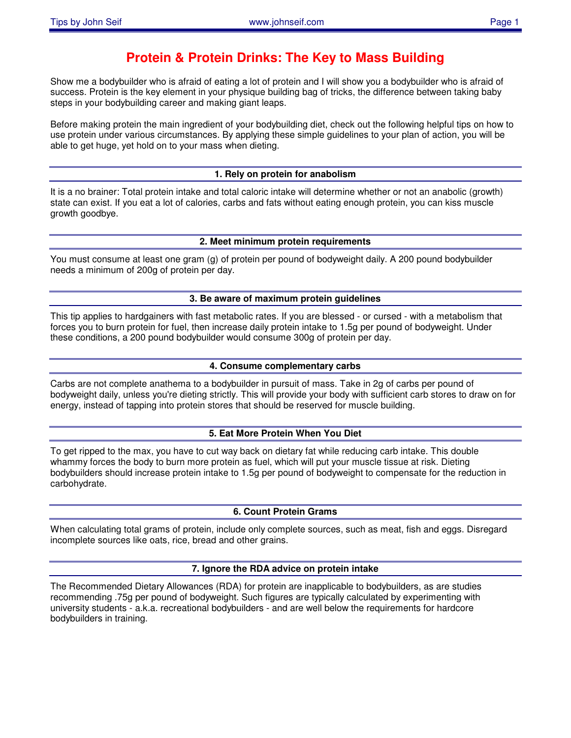# Protein & Protein Drinks: The Key to Mass Building

Show me a bodybuilder who is afraid of eating a lot of protein and I will show you a bodybuilder who is afraid of success. Protein is the key element in your physique building bag of tricks, the difference between taking baby steps in your bodybuilding career and making giant leaps.

Before making protein the main ingredient of your bodybuilding diet, check out the following helpful tips on how to use protein under various circumstances. By applying these simple guidelines to your plan of action, you will be able to get huge, yet hold on to your mass when dieting.

## 1. Rely on protein for anabolism

It is a no brainer: Total protein intake and total caloric intake will determine whether or not an anabolic (growth) state can exist. If you eat a lot of calories, carbs and fats without eating enough protein, you can kiss muscle growth goodbye.

## 2. Meet minimum protein requirements

You must consume at least one gram (g) of protein per pound of bodyweight daily. A 200 pound bodybuilder needs a minimum of 200g of protein per day.

## 3. Be aware of maximum protein guidelines

This tip applies to hardgainers with fast metabolic rates. If you are blessed - or cursed - with a metabolism that forces you to burn protein for fuel, then increase daily protein intake to 1.5g per pound of bodyweight. Under these conditions, a 200 pound bodybuilder would consume 300g of protein per day.

## 4. Consume complementary carbs

Carbs are not complete anathema to a bodybuilder in pursuit of mass. Take in 2g of carbs per pound of bodyweight daily, unless you're dieting strictly. This will provide your body with sufficient carb stores to draw on for energy, instead of tapping into protein stores that should be reserved for muscle building.

## 5. Eat More Protein When You Diet

To get ripped to the max, you have to cut way back on dietary fat while reducing carb intake. This double whammy forces the body to burn more protein as fuel, which will put your muscle tissue at risk. Dieting bodybuilders should increase protein intake to 1.5g per pound of bodyweight to compensate for the reduction in carbohydrate.

## 6. Count Protein Grams

When calculating total grams of protein, include only complete sources, such as meat, fish and eggs. Disregard incomplete sources like oats, rice, bread and other grains.

## 7. Ignore the RDA advice on protein intake

The Recommended Dietary Allowances (RDA) for protein are inapplicable to bodybuilders, as are studies recommending .75g per pound of bodyweight. Such figures are typically calculated by experimenting with university students - a.k.a. recreational bodybuilders - and are well below the requirements for hardcore bodybuilders in training.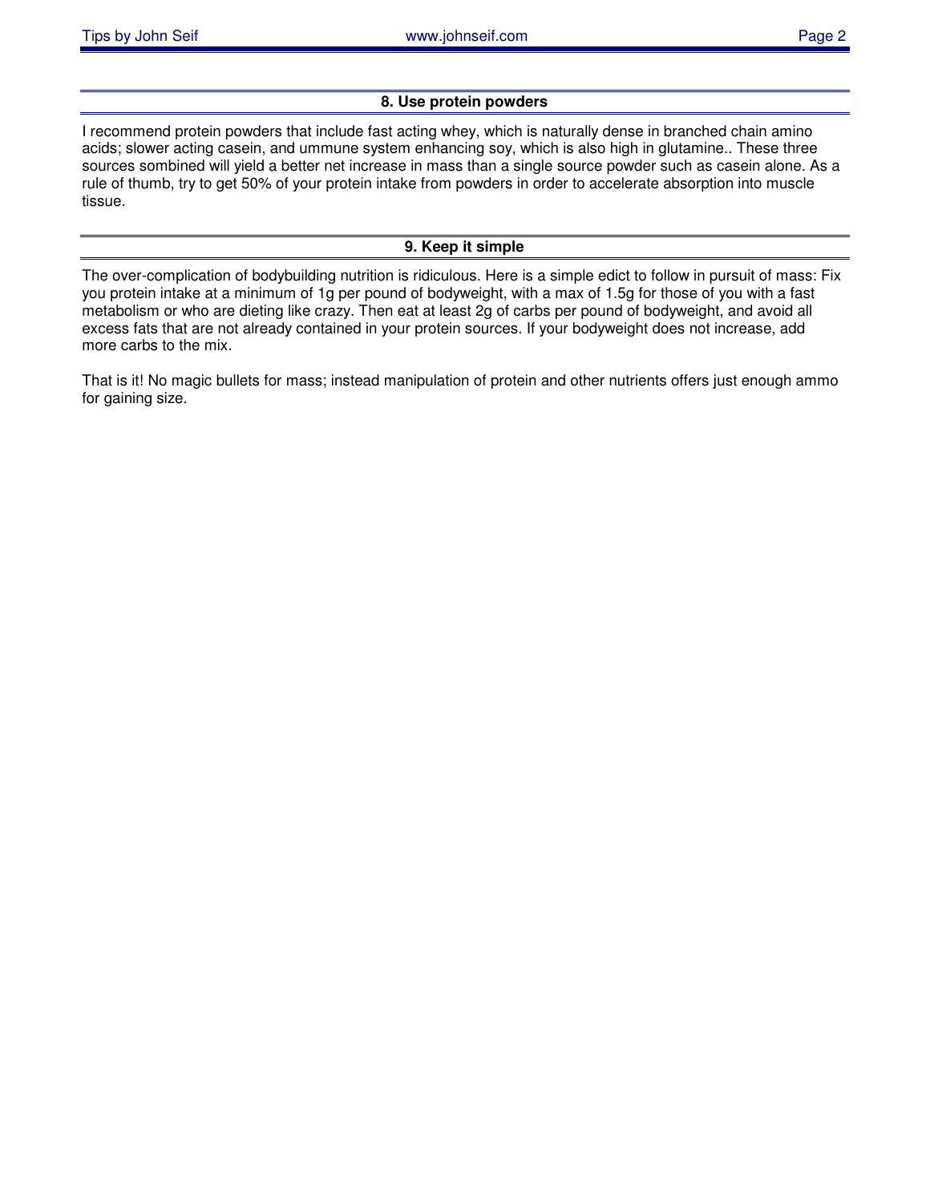### 8. Use protein powders

I recommend protein powders that include fast acting whey, which is naturally dense in branched chain amino acids; slower acting casein, and ummune system enhancing soy, which is also high in glutamine.. These three sources sombined will yield a better net increase in mass than a single source powder such as casein alone. As a rule of thumb, try to get 50% of your protein intake from powders in order to accelerate absorption into muscle tissue.

### 9. Keep it simple

The over-complication of bodybuilding nutrition is ridiculous. Here is a simple edict to follow in pursuit of mass: Fix you protein intake at a minimum of 1g per pound of bodyweight, with a max of 1.5g for those of you with a fast metabolism or who are dieting like crazy. Then eat at least 2g of carbs per pound of bodyweight, and avoid all excess fats that are not already contained in your protein sources. If your bodyweight does not increase, add more carbs to the mix.

That is it! No magic bullets for mass; instead manipulation of protein and other nutrients offers just enough ammo for gaining size.